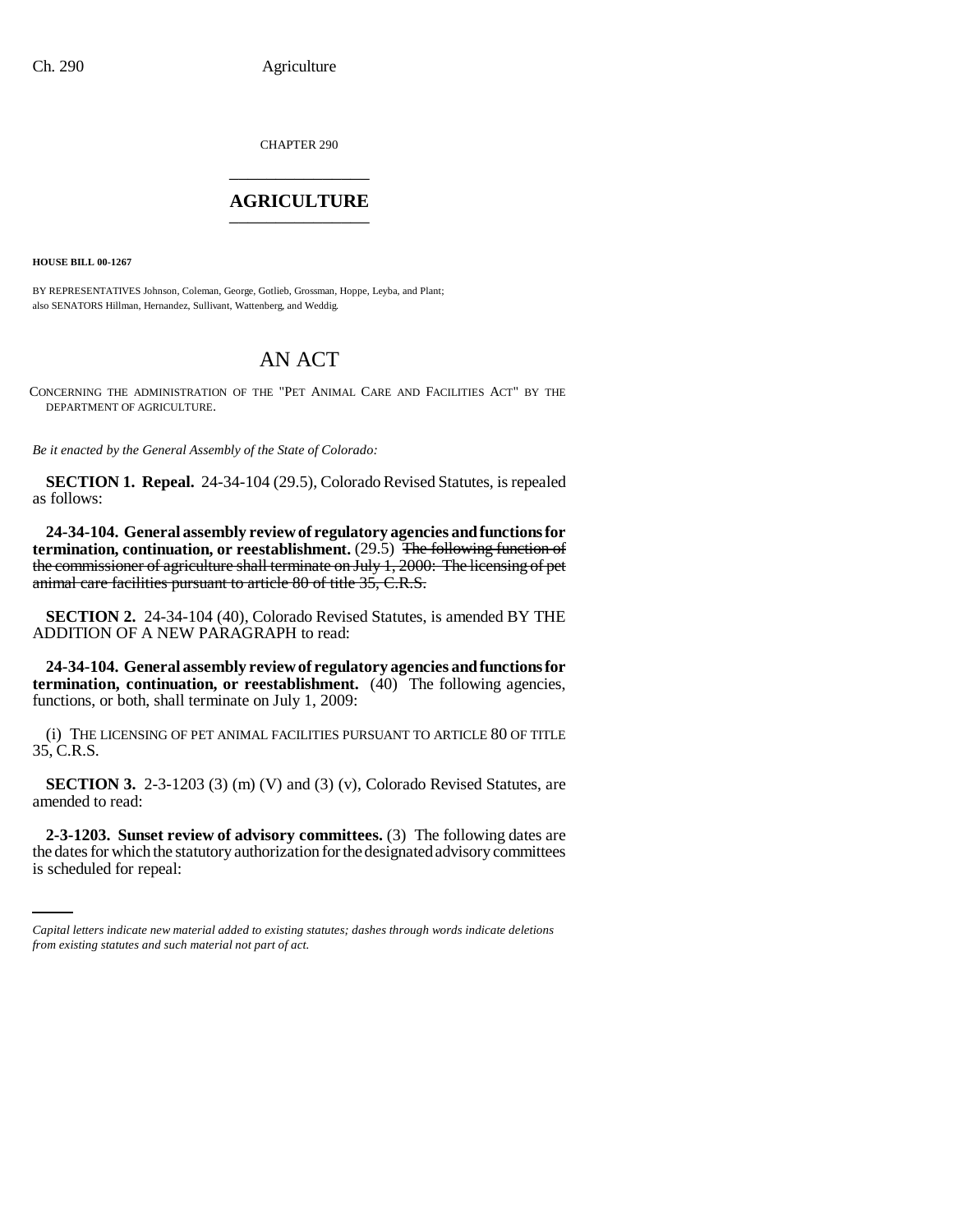CHAPTER 290

# AGRICULTURE

**HOUSE BILL 00-1267**

BY REPRESENTATIVES Johnson, Coleman, George, Gotlieb, Grossman, Hoppe, Leyba, and Plant;
also SENATORS Hillman, Hernandez, Sullivant, Wattenberg, and Weddig.

# AN ACT

CONCERNING THE ADMINISTRATION OF THE "PET ANIMAL CARE AND FACILITIES ACT" BY THE DEPARTMENT OF AGRICULTURE.

*Be it enacted by the General Assembly of the State of Colorado:*

**SECTION 1. Repeal.** 24-34-104 (29.5), Colorado Revised Statutes, is repealed as follows:

**24-34-104. General assembly review of regulatory agencies and functions for termination, continuation, or reestablishment.** (29.5) ~~The following function of the commissioner of agriculture shall terminate on July 1, 2000: The licensing of pet animal care facilities pursuant to article 80 of title 35, C.R.S.~~

**SECTION 2.** 24-34-104 (40), Colorado Revised Statutes, is amended BY THE ADDITION OF A NEW PARAGRAPH to read:

**24-34-104. General assembly review of regulatory agencies and functions for termination, continuation, or reestablishment.** (40) The following agencies, functions, or both, shall terminate on July 1, 2009:

(i) THE LICENSING OF PET ANIMAL FACILITIES PURSUANT TO ARTICLE 80 OF TITLE 35, C.R.S.

**SECTION 3.** 2-3-1203 (3) (m) (V) and (3) (v), Colorado Revised Statutes, are amended to read:

**2-3-1203. Sunset review of advisory committees.** (3) The following dates are the dates for which the statutory authorization for the designated advisory committees is scheduled for repeal:

*Capital letters indicate new material added to existing statutes; dashes through words indicate deletions from existing statutes and such material not part of act.*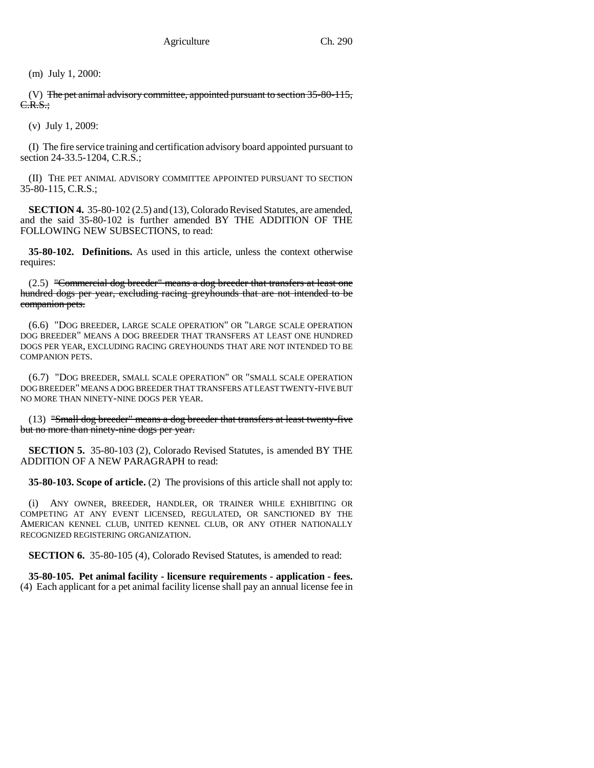(m) July 1, 2000:

(V) ~~The pet animal advisory committee, appointed pursuant to section 35-80-115, C.R.S.;~~

(v) July 1, 2009:

(I) The fire service training and certification advisory board appointed pursuant to section 24-33.5-1204, C.R.S.;

(II) THE PET ANIMAL ADVISORY COMMITTEE APPOINTED PURSUANT TO SECTION 35-80-115, C.R.S.;

**SECTION 4.** 35-80-102 (2.5) and (13), Colorado Revised Statutes, are amended, and the said 35-80-102 is further amended BY THE ADDITION OF THE FOLLOWING NEW SUBSECTIONS, to read:

**35-80-102. Definitions.** As used in this article, unless the context otherwise requires:

(2.5) ~~"Commercial dog breeder" means a dog breeder that transfers at least one hundred dogs per year, excluding racing greyhounds that are not intended to be companion pets.~~

(6.6) "DOG BREEDER, LARGE SCALE OPERATION" OR "LARGE SCALE OPERATION DOG BREEDER" MEANS A DOG BREEDER THAT TRANSFERS AT LEAST ONE HUNDRED DOGS PER YEAR, EXCLUDING RACING GREYHOUNDS THAT ARE NOT INTENDED TO BE COMPANION PETS.

(6.7) "DOG BREEDER, SMALL SCALE OPERATION" OR "SMALL SCALE OPERATION DOG BREEDER" MEANS A DOG BREEDER THAT TRANSFERS AT LEAST TWENTY-FIVE BUT NO MORE THAN NINETY-NINE DOGS PER YEAR.

(13) ~~"Small dog breeder" means a dog breeder that transfers at least twenty-five but no more than ninety-nine dogs per year.~~

**SECTION 5.** 35-80-103 (2), Colorado Revised Statutes, is amended BY THE ADDITION OF A NEW PARAGRAPH to read:

**35-80-103. Scope of article.** (2) The provisions of this article shall not apply to:

(i) ANY OWNER, BREEDER, HANDLER, OR TRAINER WHILE EXHIBITING OR COMPETING AT ANY EVENT LICENSED, REGULATED, OR SANCTIONED BY THE AMERICAN KENNEL CLUB, UNITED KENNEL CLUB, OR ANY OTHER NATIONALLY RECOGNIZED REGISTERING ORGANIZATION.

**SECTION 6.** 35-80-105 (4), Colorado Revised Statutes, is amended to read:

**35-80-105. Pet animal facility - licensure requirements - application - fees.** (4) Each applicant for a pet animal facility license shall pay an annual license fee in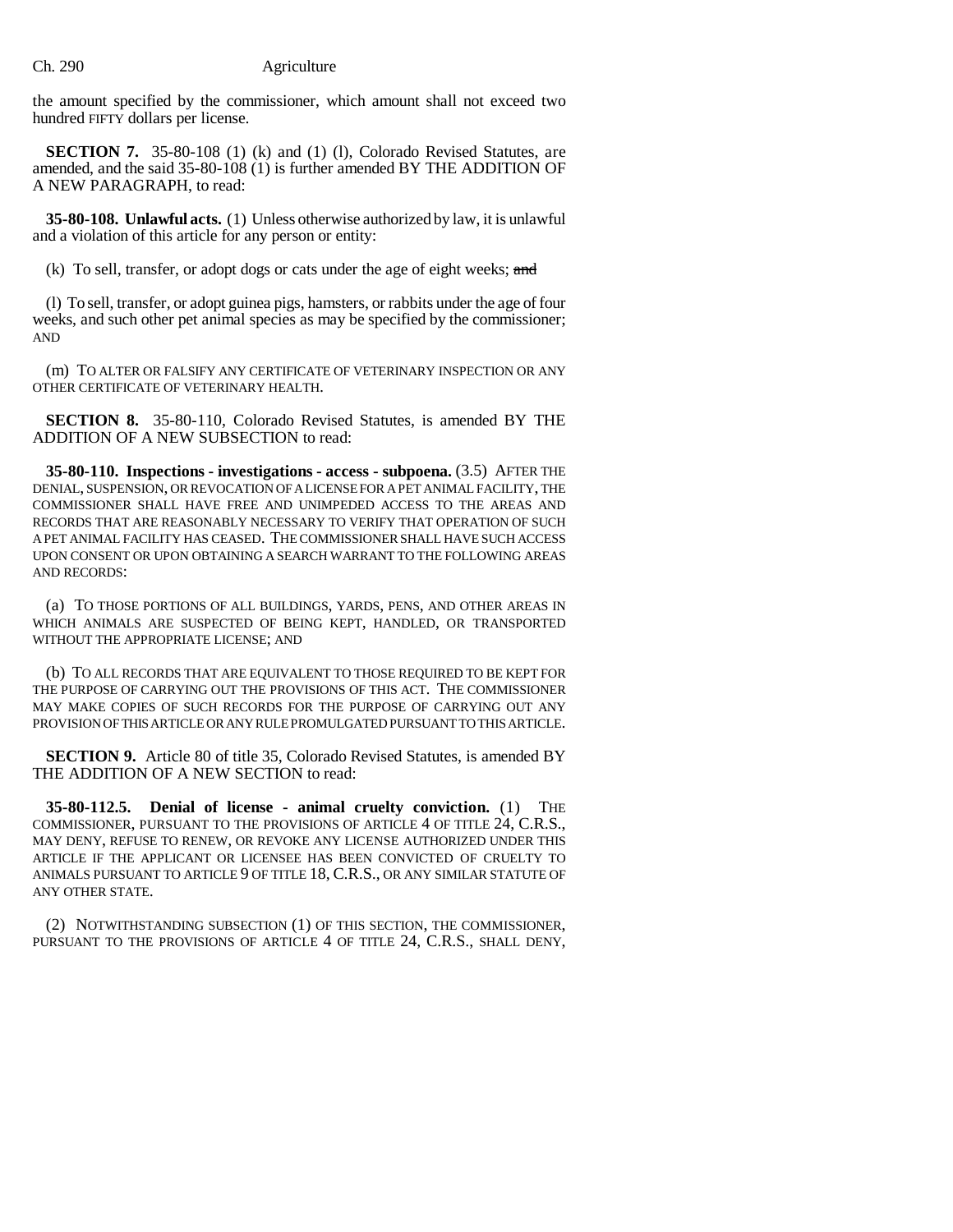the amount specified by the commissioner, which amount shall not exceed two hundred FIFTY dollars per license.

**SECTION 7.** 35-80-108 (1) (k) and (1) (l), Colorado Revised Statutes, are amended, and the said 35-80-108 (1) is further amended BY THE ADDITION OF A NEW PARAGRAPH, to read:

**35-80-108. Unlawful acts.** (1) Unless otherwise authorized by law, it is unlawful and a violation of this article for any person or entity:

(k) To sell, transfer, or adopt dogs or cats under the age of eight weeks; ~~and~~

(l) To sell, transfer, or adopt guinea pigs, hamsters, or rabbits under the age of four weeks, and such other pet animal species as may be specified by the commissioner; AND

(m) TO ALTER OR FALSIFY ANY CERTIFICATE OF VETERINARY INSPECTION OR ANY OTHER CERTIFICATE OF VETERINARY HEALTH.

**SECTION 8.** 35-80-110, Colorado Revised Statutes, is amended BY THE ADDITION OF A NEW SUBSECTION to read:

**35-80-110. Inspections - investigations - access - subpoena.** (3.5) AFTER THE DENIAL, SUSPENSION, OR REVOCATION OF A LICENSE FOR A PET ANIMAL FACILITY, THE COMMISSIONER SHALL HAVE FREE AND UNIMPEDED ACCESS TO THE AREAS AND RECORDS THAT ARE REASONABLY NECESSARY TO VERIFY THAT OPERATION OF SUCH A PET ANIMAL FACILITY HAS CEASED. THE COMMISSIONER SHALL HAVE SUCH ACCESS UPON CONSENT OR UPON OBTAINING A SEARCH WARRANT TO THE FOLLOWING AREAS AND RECORDS:

(a) TO THOSE PORTIONS OF ALL BUILDINGS, YARDS, PENS, AND OTHER AREAS IN WHICH ANIMALS ARE SUSPECTED OF BEING KEPT, HANDLED, OR TRANSPORTED WITHOUT THE APPROPRIATE LICENSE; AND

(b) TO ALL RECORDS THAT ARE EQUIVALENT TO THOSE REQUIRED TO BE KEPT FOR THE PURPOSE OF CARRYING OUT THE PROVISIONS OF THIS ACT. THE COMMISSIONER MAY MAKE COPIES OF SUCH RECORDS FOR THE PURPOSE OF CARRYING OUT ANY PROVISION OF THIS ARTICLE OR ANY RULE PROMULGATED PURSUANT TO THIS ARTICLE.

**SECTION 9.** Article 80 of title 35, Colorado Revised Statutes, is amended BY THE ADDITION OF A NEW SECTION to read:

**35-80-112.5. Denial of license - animal cruelty conviction.** (1) THE COMMISSIONER, PURSUANT TO THE PROVISIONS OF ARTICLE 4 OF TITLE 24, C.R.S., MAY DENY, REFUSE TO RENEW, OR REVOKE ANY LICENSE AUTHORIZED UNDER THIS ARTICLE IF THE APPLICANT OR LICENSEE HAS BEEN CONVICTED OF CRUELTY TO ANIMALS PURSUANT TO ARTICLE 9 OF TITLE 18, C.R.S., OR ANY SIMILAR STATUTE OF ANY OTHER STATE.

(2) NOTWITHSTANDING SUBSECTION (1) OF THIS SECTION, THE COMMISSIONER, PURSUANT TO THE PROVISIONS OF ARTICLE 4 OF TITLE 24, C.R.S., SHALL DENY,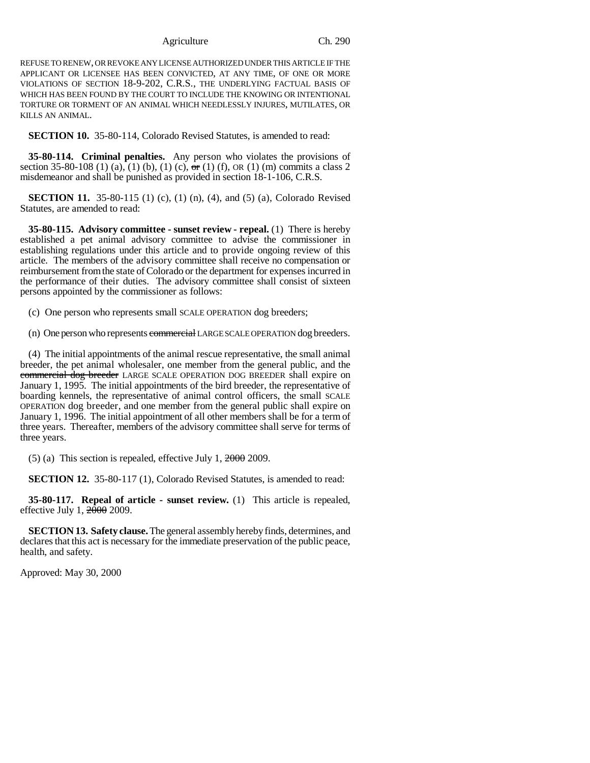REFUSE TO RENEW, OR REVOKE ANY LICENSE AUTHORIZED UNDER THIS ARTICLE IF THE APPLICANT OR LICENSEE HAS BEEN CONVICTED, AT ANY TIME, OF ONE OR MORE VIOLATIONS OF SECTION 18-9-202, C.R.S., THE UNDERLYING FACTUAL BASIS OF WHICH HAS BEEN FOUND BY THE COURT TO INCLUDE THE KNOWING OR INTENTIONAL TORTURE OR TORMENT OF AN ANIMAL WHICH NEEDLESSLY INJURES, MUTILATES, OR KILLS AN ANIMAL.

**SECTION 10.** 35-80-114, Colorado Revised Statutes, is amended to read:

**35-80-114. Criminal penalties.** Any person who violates the provisions of section 35-80-108 (1) (a), (1) (b), (1) (c), ~~or~~ (1) (f), OR (1) (m) commits a class 2 misdemeanor and shall be punished as provided in section 18-1-106, C.R.S.

**SECTION 11.** 35-80-115 (1) (c), (1) (n), (4), and (5) (a), Colorado Revised Statutes, are amended to read:

**35-80-115. Advisory committee - sunset review - repeal.** (1) There is hereby established a pet animal advisory committee to advise the commissioner in establishing regulations under this article and to provide ongoing review of this article. The members of the advisory committee shall receive no compensation or reimbursement from the state of Colorado or the department for expenses incurred in the performance of their duties. The advisory committee shall consist of sixteen persons appointed by the commissioner as follows:

(c) One person who represents small SCALE OPERATION dog breeders;

(n) One person who represents ~~commercial~~ LARGE SCALE OPERATION dog breeders.

(4) The initial appointments of the animal rescue representative, the small animal breeder, the pet animal wholesaler, one member from the general public, and the ~~commercial dog breeder~~ LARGE SCALE OPERATION DOG BREEDER shall expire on January 1, 1995. The initial appointments of the bird breeder, the representative of boarding kennels, the representative of animal control officers, the small SCALE OPERATION dog breeder, and one member from the general public shall expire on January 1, 1996. The initial appointment of all other members shall be for a term of three years. Thereafter, members of the advisory committee shall serve for terms of three years.

(5) (a) This section is repealed, effective July 1, ~~2000~~ 2009.

**SECTION 12.** 35-80-117 (1), Colorado Revised Statutes, is amended to read:

**35-80-117. Repeal of article - sunset review.** (1) This article is repealed, effective July 1, ~~2000~~ 2009.

**SECTION 13. Safety clause.** The general assembly hereby finds, determines, and declares that this act is necessary for the immediate preservation of the public peace, health, and safety.

Approved: May 30, 2000